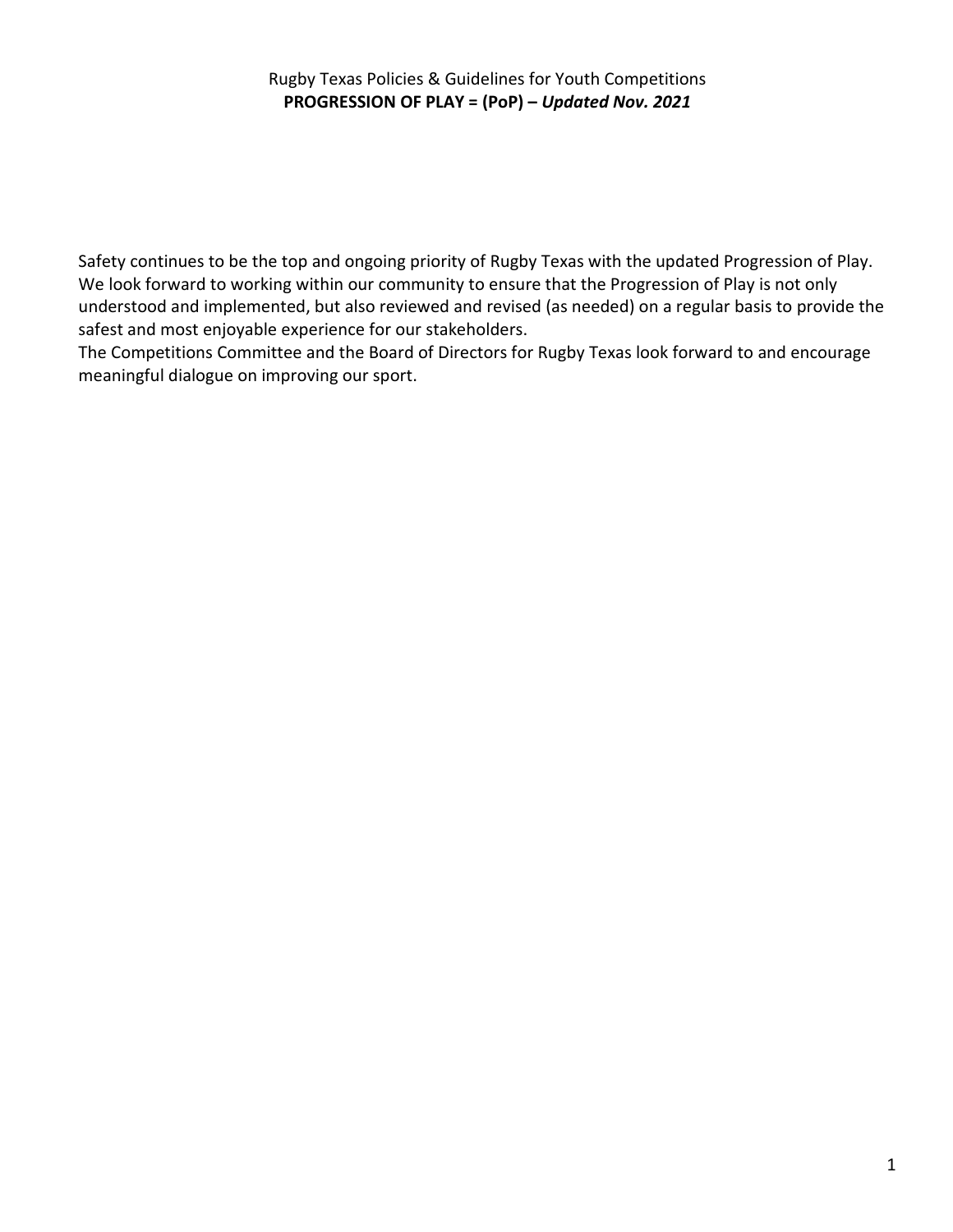Rugby Texas Policies & Guidelines for Youth Competitions

# PROGRESSION OF PLAY = (PoP) – *Updated Nov. 2021*

Safety continues to be the top and ongoing priority of Rugby Texas with the updated Progression of Play. We look forward to working within our community to ensure that the Progression of Play is not only understood and implemented, but also reviewed and revised (as needed) on a regular basis to provide the safest and most enjoyable experience for our stakeholders.

The Competitions Committee and the Board of Directors for Rugby Texas look forward to and encourage meaningful dialogue on improving our sport.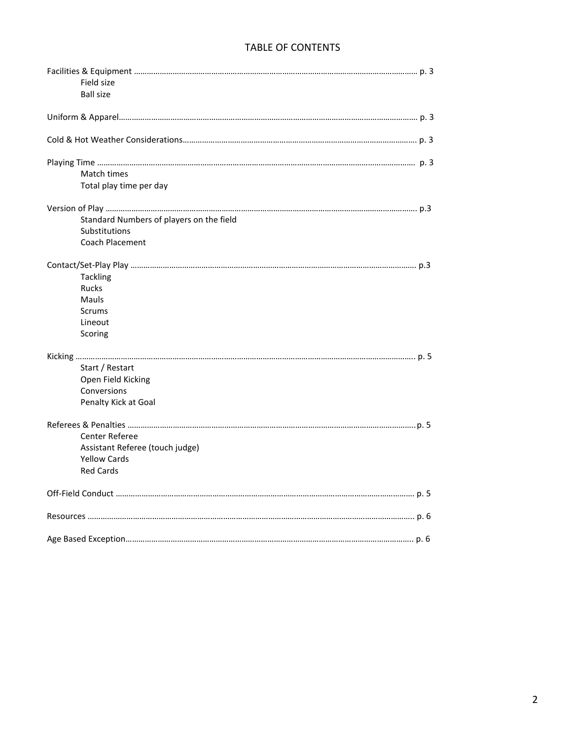# TABLE OF CONTENTS

Facilities & Equipment …… p. 3
- Field size
- Ball size

Uniform & Apparel…… p. 3

Cold & Hot Weather Considerations…… p. 3

Playing Time …… p. 3
- Match times
- Total play time per day

Version of Play …… p.3
- Standard Numbers of players on the field
- Substitutions
- Coach Placement

Contact/Set-Play Play …… p.3
- Tackling
- Rucks
- Mauls
- Scrums
- Lineout
- Scoring

Kicking …… p. 5
- Start / Restart
- Open Field Kicking
- Conversions
- Penalty Kick at Goal

Referees & Penalties …… p. 5
- Center Referee
- Assistant Referee (touch judge)
- Yellow Cards
- Red Cards

Off-Field Conduct …… p. 5

Resources …… p. 6

Age Based Exception…… p. 6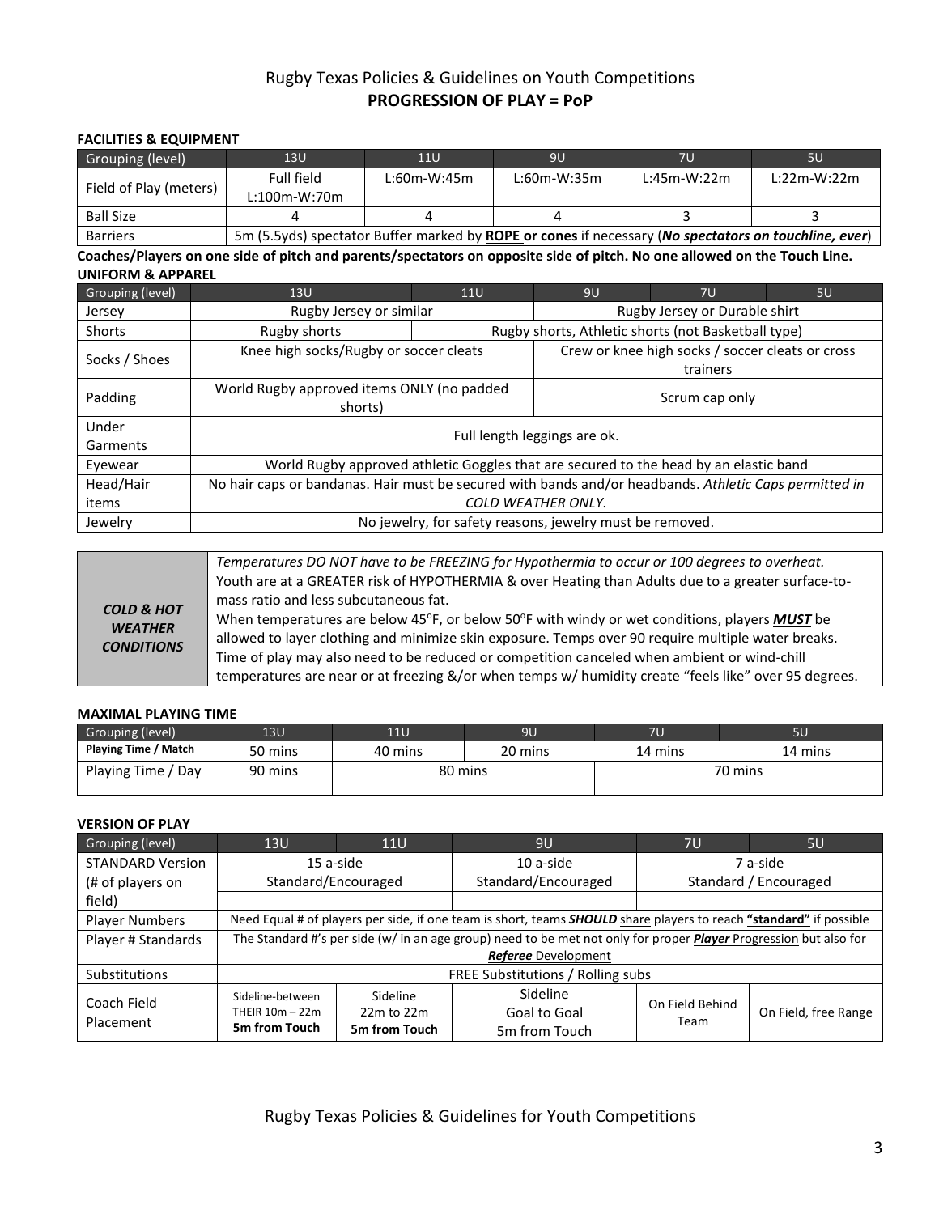# Rugby Texas Policies & Guidelines on Youth Competitions

## PROGRESSION OF PLAY = PoP

### FACILITIES & EQUIPMENT

| Grouping (level) | 13U | 11U | 9U | 7U | 5U |
|---|---|---|---|---|---|
| Field of Play (meters) | Full field L:100m-W:70m | L:60m-W:45m | L:60m-W:35m | L:45m-W:22m | L:22m-W:22m |
| Ball Size | 4 | 4 | 4 | 3 | 3 |
| Barriers | 5m (5.5yds) spectator Buffer marked by **ROPE or cones** if necessary (***No spectators on touchline, ever***) | | | | |

**Coaches/Players on one side of pitch and parents/spectators on opposite side of pitch. No one allowed on the Touch Line.**

### UNIFORM & APPAREL

| Grouping (level) | 13U | 11U | 9U | 7U | 5U |
|---|---|---|---|---|---|
| Jersey | Rugby Jersey or similar | | Rugby Jersey or Durable shirt | | |
| Shorts | Rugby shorts | Rugby shorts, Athletic shorts (not Basketball type) | | | |
| Socks / Shoes | Knee high socks/Rugby or soccer cleats | | Crew or knee high socks / soccer cleats or cross trainers | | |
| Padding | World Rugby approved items ONLY (no padded shorts) | | Scrum cap only | | |
| Under Garments | Full length leggings are ok. | | | | |
| Eyewear | World Rugby approved athletic Goggles that are secured to the head by an elastic band | | | | |
| Head/Hair items | No hair caps or bandanas. Hair must be secured with bands and/or headbands. *Athletic Caps permitted in COLD WEATHER ONLY.* | | | | |
| Jewelry | No jewelry, for safety reasons, jewelry must be removed. | | | | |

| ***COLD & HOT WEATHER CONDITIONS*** | |
|---|---|
| | *Temperatures DO NOT have to be FREEZING for Hypothermia to occur or 100 degrees to overheat.* |
| | Youth are at a GREATER risk of HYPOTHERMIA & over Heating than Adults due to a greater surface-to-mass ratio and less subcutaneous fat. |
| | When temperatures are below 45°F, or below 50°F with windy or wet conditions, players ***MUST*** be allowed to layer clothing and minimize skin exposure. Temps over 90 require multiple water breaks. |
| | Time of play may also need to be reduced or competition canceled when ambient or wind-chill temperatures are near or at freezing &/or when temps w/ humidity create "feels like" over 95 degrees. |

### MAXIMAL PLAYING TIME

| Grouping (level) | 13U | 11U | 9U | 7U | 5U |
|---|---|---|---|---|---|
| **Playing Time / Match** | 50 mins | 40 mins | 20 mins | 14 mins | 14 mins |
| Playing Time / Day | 90 mins | 80 mins | | 70 mins | |

### VERSION OF PLAY

| Grouping (level) | 13U | 11U | 9U | 7U | 5U |
|---|---|---|---|---|---|
| STANDARD Version (# of players on field) | 15 a-side Standard/Encouraged | | 10 a-side Standard/Encouraged | 7 a-side Standard / Encouraged | |
| Player Numbers | Need Equal # of players per side, if one team is short, teams ***SHOULD*** share players to reach **"standard"** if possible | | | | |
| Player # Standards | The Standard #'s per side (w/ in an age group) need to be met not only for proper ***Player*** Progression but also for ***Referee*** Development | | | | |
| Substitutions | FREE Substitutions / Rolling subs | | | | |
| Coach Field Placement | Sideline-between THEIR 10m – 22m **5m from Touch** | Sideline 22m to 22m **5m from Touch** | Sideline Goal to Goal 5m from Touch | On Field Behind Team | On Field, free Range |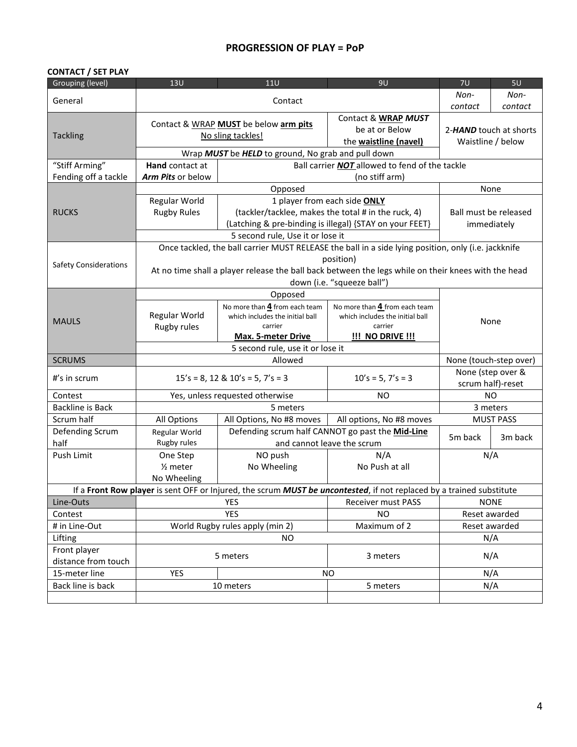## PROGRESSION OF PLAY = PoP

**CONTACT / SET PLAY**

| Grouping (level) | 13U | 11U | 9U | 7U | 5U |
|---|---|---|---|---|---|
| General | Contact | | | *Non-contact* | *Non-contact* |
| Tackling | Contact & WRAP **MUST** be below **arm pits** No sling tackles! | | Contact & **WRAP** ***MUST*** be at or Below the **waistline (navel)** | 2-***HAND*** touch at shorts Waistline / below | |
| | Wrap ***MUST*** be ***HELD*** to ground, No grab and pull down | | | | |
| "Stiff Arming" Fending off a tackle | **Hand** contact at ***Arm Pits*** or below | Ball carrier ***NOT*** allowed to fend of the tackle (no stiff arm) | | | |
| RUCKS | Opposed | | | None | |
| | Regular World Rugby Rules | 1 player from each side **ONLY** (tackler/tacklee, makes the total # in the ruck, 4) (Latching & pre-binding is illegal) {STAY on your FEET} | | Ball must be released immediately | |
| | 5 second rule, Use it or lose it | | | | |
| Safety Considerations | Once tackled, the ball carrier MUST RELEASE the ball in a side lying position, only (i.e. jackknife position) At no time shall a player release the ball back between the legs while on their knees with the head down (i.e. "squeeze ball") | | | | |
| MAULS | Opposed | | | None | |
| | Regular World Rugby rules | No more than **4** from each team which includes the initial ball carrier **Max. 5-meter Drive** | No more than **4** from each team which includes the initial ball carrier **!!! NO DRIVE !!!** | | |
| | 5 second rule, use it or lose it | | | | |
| SCRUMS | Allowed | | | None (touch-step over) | |
| #'s in scrum | 15's = 8, 12 & 10's = 5, 7's = 3 | | 10's = 5, 7's = 3 | None (step over & scrum half)-reset | |
| Contest | Yes, unless requested otherwise | | NO | NO | |
| Backline is Back | 5 meters | | | 3 meters | |
| Scrum half | All Options | All Options, No #8 moves | All options, No #8 moves | MUST PASS | |
| Defending Scrum half | Regular World Rugby rules | Defending scrum half CANNOT go past the **Mid-Line** and cannot leave the scrum | | 5m back | 3m back |
| Push Limit | One Step ½ meter No Wheeling | NO push No Wheeling | N/A No Push at all | N/A | |
| If a **Front Row player** is sent OFF or Injured, the scrum ***MUST be uncontested***, if not replaced by a trained substitute | | | | | |
| Line-Outs | YES | | Receiver must PASS | NONE | |
| Contest | YES | | NO | Reset awarded | |
| # in Line-Out | World Rugby rules apply (min 2) | | Maximum of 2 | Reset awarded | |
| Lifting | NO | | | N/A | |
| Front player distance from touch | 5 meters | | 3 meters | N/A | |
| 15-meter line | YES | NO | | N/A | |
| Back line is back | 10 meters | | 5 meters | N/A | |
| | | | | | |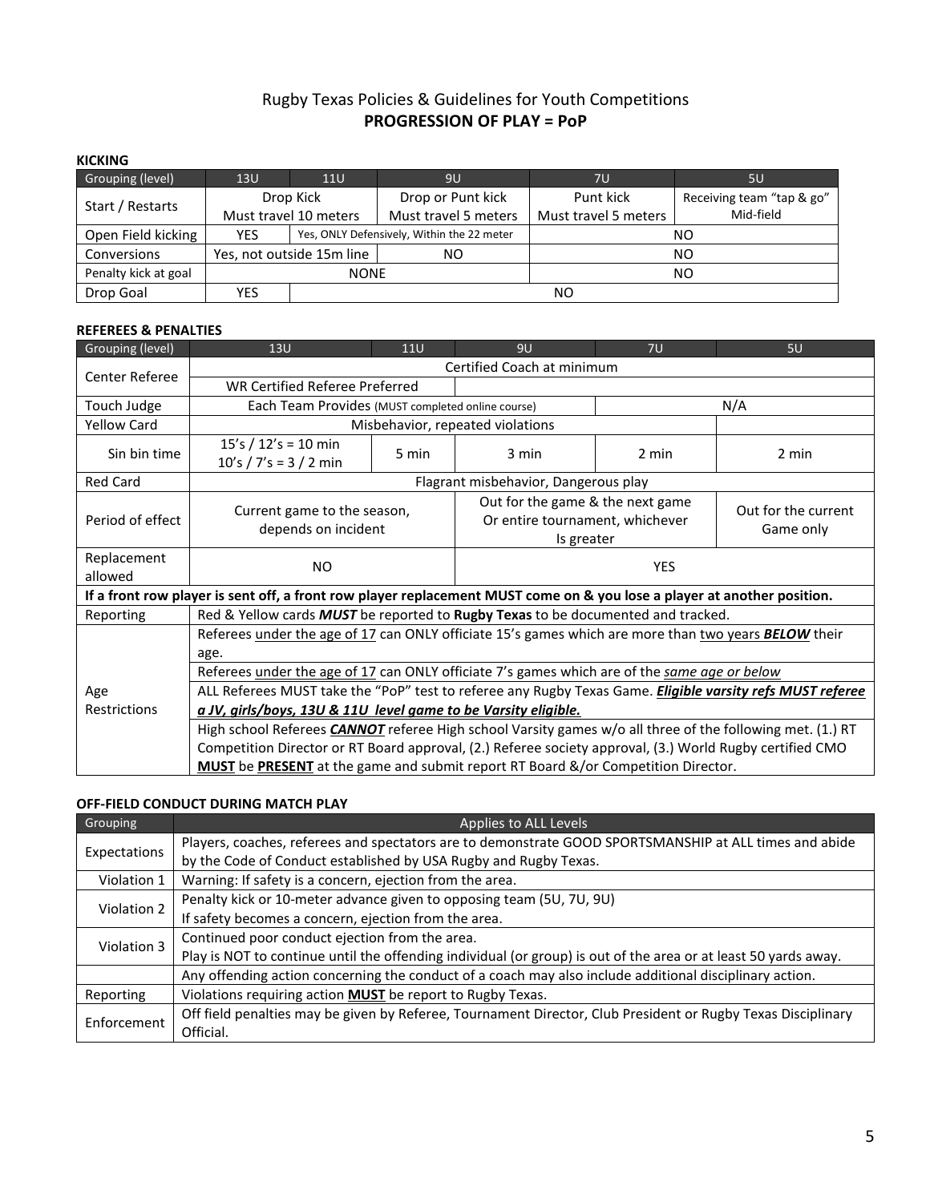# Rugby Texas Policies & Guidelines for Youth Competitions

## PROGRESSION OF PLAY = PoP

### KICKING

| Grouping (level) | 13U | 11U | 9U | 7U | 5U |
|---|---|---|---|---|---|
| Start / Restarts | Drop Kick Must travel 10 meters | | Drop or Punt kick Must travel 5 meters | Punt kick Must travel 5 meters | Receiving team "tap & go" Mid-field |
| Open Field kicking | YES | Yes, ONLY Defensively, Within the 22 meter | | NO | |
| Conversions | Yes, not outside 15m line | | NO | NO | |
| Penalty kick at goal | NONE | | | NO | |
| Drop Goal | YES | NO | | | |

### REFEREES & PENALTIES

| Grouping (level) | 13U | 11U | 9U | 7U | 5U |
|---|---|---|---|---|---|
| Center Referee | Certified Coach at minimum | | | | |
| | WR Certified Referee Preferred | | | | |
| Touch Judge | Each Team Provides (MUST completed online course) | | | N/A | |
| Yellow Card | Misbehavior, repeated violations | | | | |
| Sin bin time | 15's / 12's = 10 min<br>10's / 7's = 3 / 2 min | 5 min | 3 min | 2 min | 2 min |
| Red Card | Flagrant misbehavior, Dangerous play | | | | |
| Period of effect | Current game to the season, depends on incident | | Out for the game & the next game Or entire tournament, whichever Is greater | | Out for the current Game only |
| Replacement allowed | NO | | YES | | |
| **If a front row player is sent off, a front row player replacement MUST come on & you lose a player at another position.** | | | | | |
| Reporting | Red & Yellow cards ***MUST*** be reported to **Rugby Texas** to be documented and tracked. | | | | |
| Age Restrictions | Referees <u>under the age of 17</u> can ONLY officiate 15's games which are more than <u>two years</u> ***<u>BELOW</u>*** their age. | | | | |
| | Referees <u>under the age of 17</u> can ONLY officiate 7's games which are of the <u>*same age or below*</u> | | | | |
| | ALL Referees MUST take the "PoP" test to referee any Rugby Texas Game. ***<u>Eligible varsity refs MUST referee a JV, girls/boys, 13U & 11U level game to be Varsity eligible.</u>*** | | | | |
| | High school Referees ***<u>CANNOT</u>*** referee High school Varsity games w/o all three of the following met. (1.) RT Competition Director or RT Board approval, (2.) Referee society approval, (3.) World Rugby certified CMO **<u>MUST</u>** be **<u>PRESENT</u>** at the game and submit report RT Board &/or Competition Director. | | | | |

### OFF-FIELD CONDUCT DURING MATCH PLAY

| Grouping | Applies to ALL Levels |
|---|---|
| Expectations | Players, coaches, referees and spectators are to demonstrate GOOD SPORTSMANSHIP at ALL times and abide by the Code of Conduct established by USA Rugby and Rugby Texas. |
| Violation 1 | Warning: If safety is a concern, ejection from the area. |
| Violation 2 | Penalty kick or 10-meter advance given to opposing team (5U, 7U, 9U)<br>If safety becomes a concern, ejection from the area. |
| Violation 3 | Continued poor conduct ejection from the area.<br>Play is NOT to continue until the offending individual (or group) is out of the area or at least 50 yards away. |
| | Any offending action concerning the conduct of a coach may also include additional disciplinary action. |
| Reporting | Violations requiring action **<u>MUST</u>** be report to Rugby Texas. |
| Enforcement | Off field penalties may be given by Referee, Tournament Director, Club President or Rugby Texas Disciplinary Official. |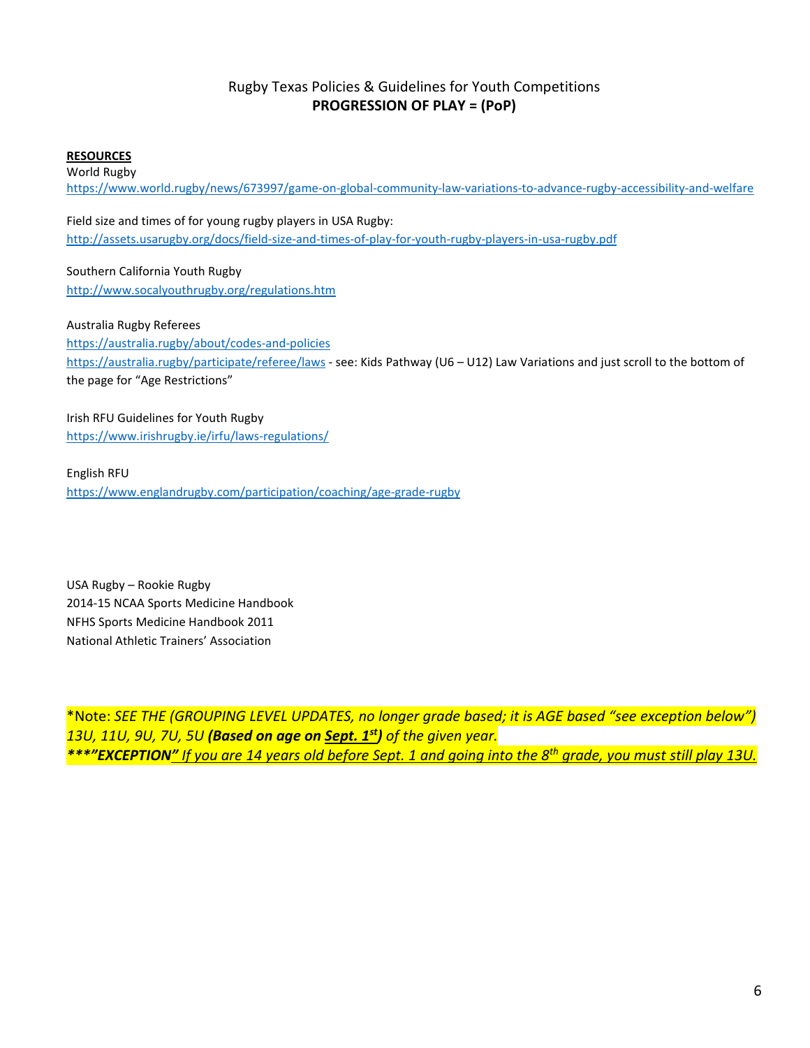Rugby Texas Policies & Guidelines for Youth Competitions

**PROGRESSION OF PLAY = (PoP)**

**RESOURCES**

World Rugby
https://www.world.rugby/news/673997/game-on-global-community-law-variations-to-advance-rugby-accessibility-and-welfare

Field size and times of for young rugby players in USA Rugby:
http://assets.usarugby.org/docs/field-size-and-times-of-play-for-youth-rugby-players-in-usa-rugby.pdf

Southern California Youth Rugby
http://www.socalyouthrugby.org/regulations.htm

Australia Rugby Referees
https://australia.rugby/about/codes-and-policies
https://australia.rugby/participate/referee/laws - see: Kids Pathway (U6 – U12) Law Variations and just scroll to the bottom of the page for "Age Restrictions"

Irish RFU Guidelines for Youth Rugby
https://www.irishrugby.ie/irfu/laws-regulations/

English RFU
https://www.englandrugby.com/participation/coaching/age-grade-rugby

USA Rugby – Rookie Rugby
2014-15 NCAA Sports Medicine Handbook
NFHS Sports Medicine Handbook 2011
National Athletic Trainers' Association

*Note: *SEE THE (GROUPING LEVEL UPDATES, no longer grade based; it is AGE based "see exception below") 13U, 11U, 9U, 7U, 5U* ***(Based on age on Sept. 1st)*** *of the given year.*
****"EXCEPTION"*** *If you are 14 years old before Sept. 1 and going into the 8th grade, you must still play 13U.*